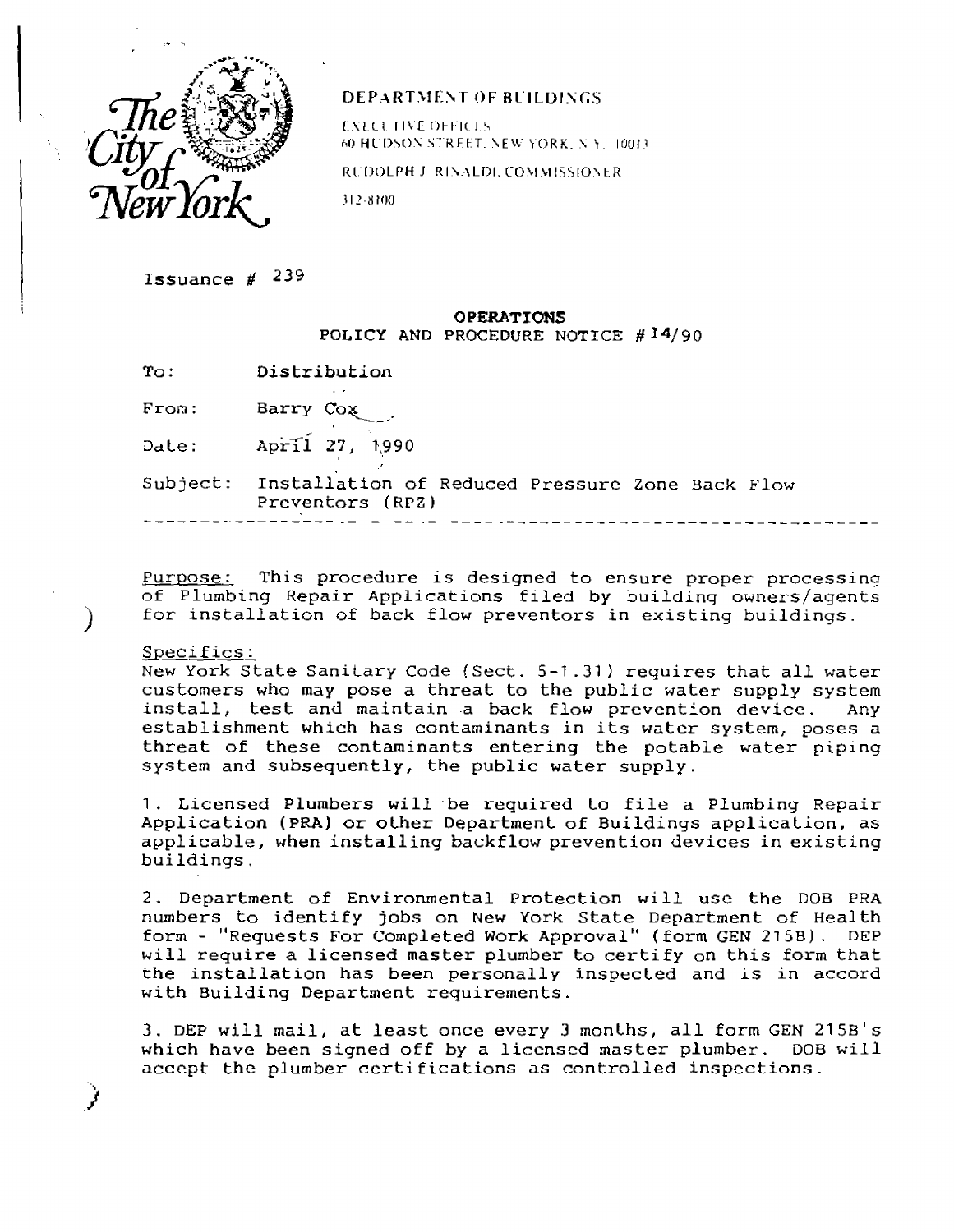The City of New York

DEPARTMENT OF BUILDINGS

EXECUTIVE OFFICES
60 HUDSON STREET, NEW YORK, N.Y. 10013

RUDOLPH J. RINALDI, COMMISSIONER

312-8100

Issuance # 239

**OPERATIONS**
**POLICY AND PROCEDURE NOTICE #14/90**

To: Distribution

From: Barry Cox

Date: April 27, 1990

Subject: Installation of Reduced Pressure Zone Back Flow Preventors (RPZ)

---

Purpose: This procedure is designed to ensure proper processing of Plumbing Repair Applications filed by building owners/agents for installation of back flow preventors in existing buildings.

Specifics:
New York State Sanitary Code (Sect. 5-1.31) requires that all water customers who may pose a threat to the public water supply system install, test and maintain a back flow prevention device. Any establishment which has contaminants in its water system, poses a threat of these contaminants entering the potable water piping system and subsequently, the public water supply.

1. Licensed Plumbers will be required to file a Plumbing Repair Application (PRA) or other Department of Buildings application, as applicable, when installing backflow prevention devices in existing buildings.

2. Department of Environmental Protection will use the DOB PRA numbers to identify jobs on New York State Department of Health form - "Requests For Completed Work Approval" (form GEN 215B). DEP will require a licensed master plumber to certify on this form that the installation has been personally inspected and is in accord with Building Department requirements.

3. DEP will mail, at least once every 3 months, all form GEN 215B's which have been signed off by a licensed master plumber. DOB will accept the plumber certifications as controlled inspections.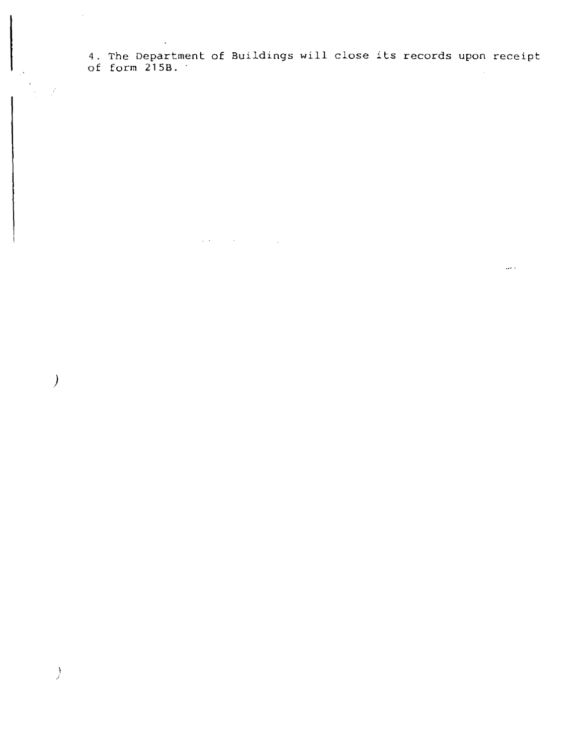4. The Department of Buildings will close its records upon receipt of form 215B.